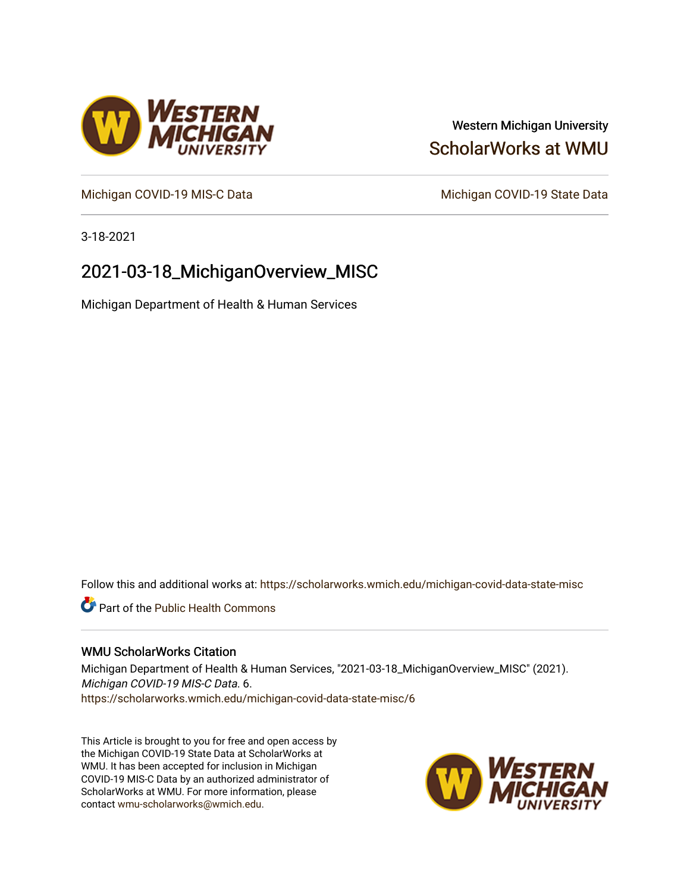Western Michigan University

ScholarWorks at WMU

Michigan COVID-19 MIS-C Data

Michigan COVID-19 State Data

3-18-2021

# 2021-03-18_MichiganOverview_MISC

Michigan Department of Health & Human Services

Follow this and additional works at: https://scholarworks.wmich.edu/michigan-covid-data-state-misc

Part of the Public Health Commons

## WMU ScholarWorks Citation

Michigan Department of Health & Human Services, "2021-03-18_MichiganOverview_MISC" (2021). *Michigan COVID-19 MIS-C Data*. 6.
https://scholarworks.wmich.edu/michigan-covid-data-state-misc/6

This Article is brought to you for free and open access by the Michigan COVID-19 State Data at ScholarWorks at WMU. It has been accepted for inclusion in Michigan COVID-19 MIS-C Data by an authorized administrator of ScholarWorks at WMU. For more information, please contact wmu-scholarworks@wmich.edu.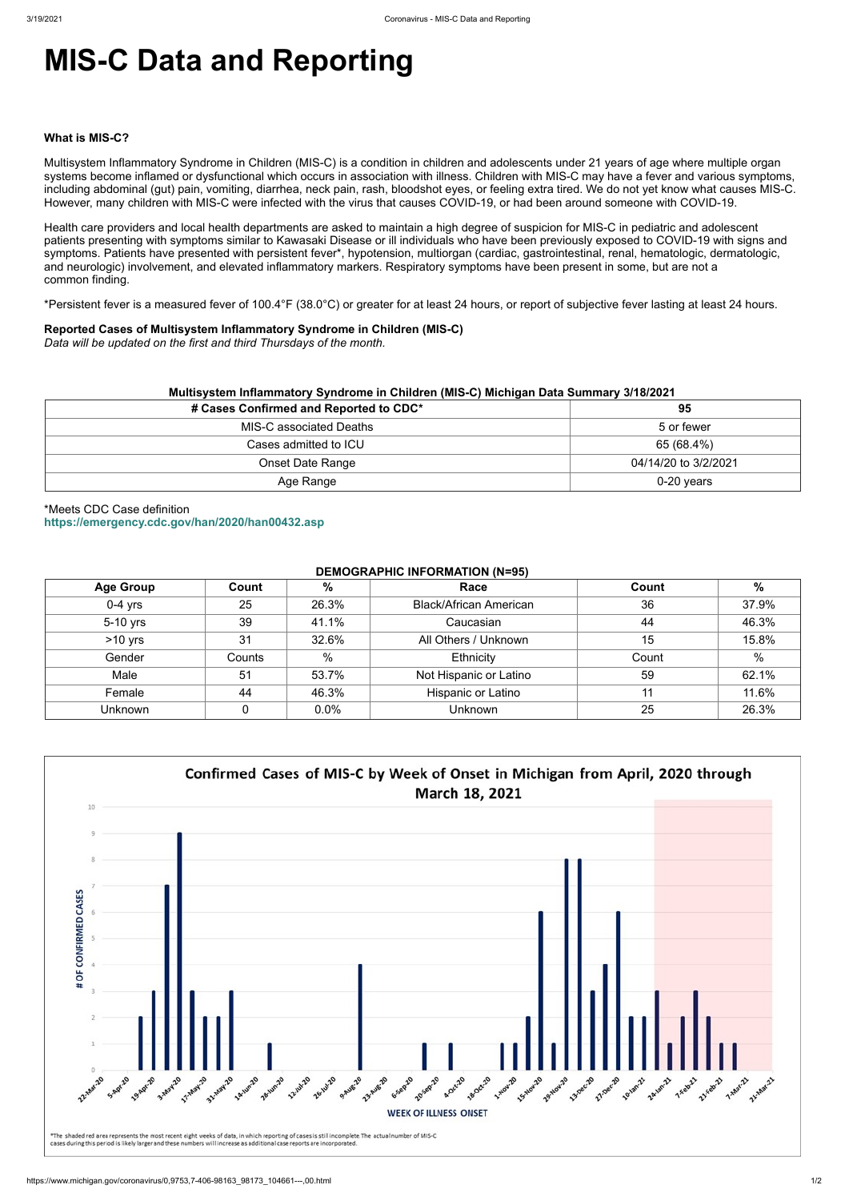# MIS-C Data and Reporting

### What is MIS-C?

Multisystem Inflammatory Syndrome in Children (MIS-C) is a condition in children and adolescents under 21 years of age where multiple organ systems become inflamed or dysfunctional which occurs in association with illness. Children with MIS-C may have a fever and various symptoms, including abdominal (gut) pain, vomiting, diarrhea, neck pain, rash, bloodshot eyes, or feeling extra tired. We do not yet know what causes MIS-C. However, many children with MIS-C were infected with the virus that causes COVID-19, or had been around someone with COVID-19.

Health care providers and local health departments are asked to maintain a high degree of suspicion for MIS-C in pediatric and adolescent patients presenting with symptoms similar to Kawasaki Disease or ill individuals who have been previously exposed to COVID-19 with signs and symptoms. Patients have presented with persistent fever*, hypotension, multiorgan (cardiac, gastrointestinal, renal, hematologic, dermatologic, and neurologic) involvement, and elevated inflammatory markers. Respiratory symptoms have been present in some, but are not a common finding.

*Persistent fever is a measured fever of 100.4°F (38.0°C) or greater for at least 24 hours, or report of subjective fever lasting at least 24 hours.

**Reported Cases of Multisystem Inflammatory Syndrome in Children (MIS-C)**
*Data will be updated on the first and third Thursdays of the month.*

**Multisystem Inflammatory Syndrome in Children (MIS-C) Michigan Data Summary 3/18/2021**

| # Cases Confirmed and Reported to CDC* | 95 |
|---|---|
| MIS-C associated Deaths | 5 or fewer |
| Cases admitted to ICU | 65 (68.4%) |
| Onset Date Range | 04/14/20 to 3/2/2021 |
| Age Range | 0-20 years |

*Meets CDC Case definition
https://emergency.cdc.gov/han/2020/han00432.asp

**DEMOGRAPHIC INFORMATION (N=95)**

| Age Group | Count | % | Race | Count | % |
|---|---|---|---|---|---|
| 0-4 yrs | 25 | 26.3% | Black/African American | 36 | 37.9% |
| 5-10 yrs | 39 | 41.1% | Caucasian | 44 | 46.3% |
| >10 yrs | 31 | 32.6% | All Others / Unknown | 15 | 15.8% |
| Gender | Counts | % | Ethnicity | Count | % |
| Male | 51 | 53.7% | Not Hispanic or Latino | 59 | 62.1% |
| Female | 44 | 46.3% | Hispanic or Latino | 11 | 11.6% |
| Unknown | 0 | 0.0% | Unknown | 25 | 26.3% |

**Confirmed Cases of MIS-C by Week of Onset in Michigan from April, 2020 through March 18, 2021**

*The shaded red area represents the most recent eight weeks of data, in which reporting of cases is still incomplete. The actual number of MIS-C cases during this period is likely larger and these numbers will increase as additional case reports are incorporated.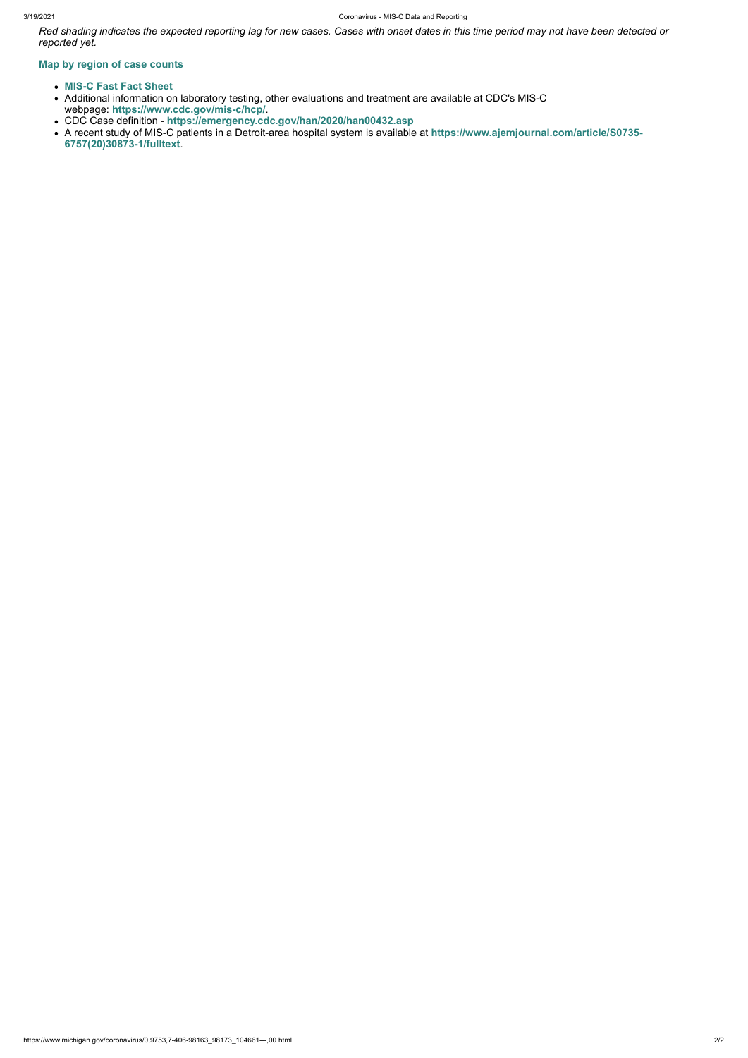*Red shading indicates the expected reporting lag for new cases. Cases with onset dates in this time period may not have been detected or reported yet.*

**Map by region of case counts**

- **MIS-C Fast Fact Sheet**
- Additional information on laboratory testing, other evaluations and treatment are available at CDC's MIS-C webpage: **https://www.cdc.gov/mis-c/hcp/**.
- CDC Case definition - **https://emergency.cdc.gov/han/2020/han00432.asp**
- A recent study of MIS-C patients in a Detroit-area hospital system is available at **https://www.ajemjournal.com/article/S0735-6757(20)30873-1/fulltext**.